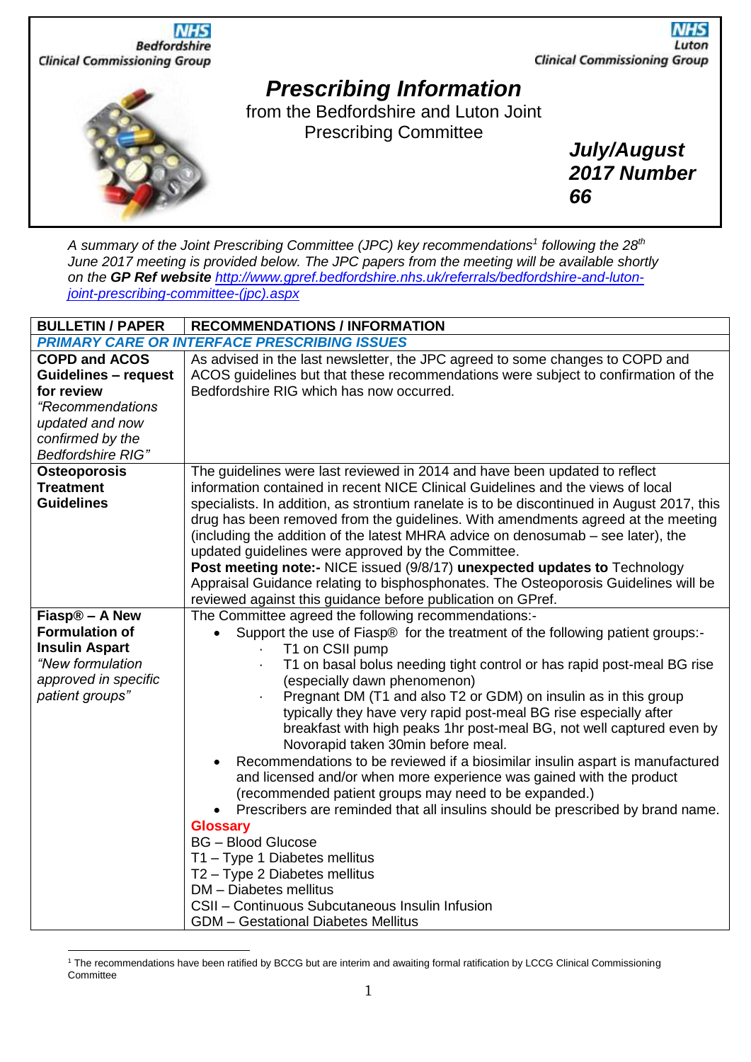NHS Bedfordshire Clinical Commissioning Group

NHS Luton Clinical Commissioning Group

# Prescribing Information

from the Bedfordshire and Luton Joint Prescribing Committee

***July/August 2017 Number 66***

*A summary of the Joint Prescribing Committee (JPC) key recommendations[1] following the 28th June 2017 meeting is provided below. The JPC papers from the meeting will be available shortly on the **GP Ref website** http://www.gpref.bedfordshire.nhs.uk/referrals/bedfordshire-and-luton-joint-prescribing-committee-(jpc).aspx*

| **BULLETIN / PAPER** | **RECOMMENDATIONS / INFORMATION** |
|---|---|
| ***PRIMARY CARE OR INTERFACE PRESCRIBING ISSUES*** | |
| **COPD and ACOS Guidelines – request for review** *"Recommendations updated and now confirmed by the Bedfordshire RIG"* | As advised in the last newsletter, the JPC agreed to some changes to COPD and ACOS guidelines but that these recommendations were subject to confirmation of the Bedfordshire RIG which has now occurred. |
| **Osteoporosis Treatment Guidelines** | The guidelines were last reviewed in 2014 and have been updated to reflect information contained in recent NICE Clinical Guidelines and the views of local specialists. In addition, as strontium ranelate is to be discontinued in August 2017, this drug has been removed from the guidelines. With amendments agreed at the meeting (including the addition of the latest MHRA advice on denosumab – see later), the updated guidelines were approved by the Committee. **Post meeting note:-** NICE issued (9/8/17) **unexpected updates to** Technology Appraisal Guidance relating to bisphosphonates. The Osteoporosis Guidelines will be reviewed against this guidance before publication on GPref. |
| **Fiasp® – A New Formulation of Insulin Aspart** *"New formulation approved in specific patient groups"* | The Committee agreed the following recommendations:- <br>• Support the use of Fiasp® for the treatment of the following patient groups:- <br>&nbsp;&nbsp;&nbsp;· T1 on CSII pump <br>&nbsp;&nbsp;&nbsp;· T1 on basal bolus needing tight control or has rapid post-meal BG rise (especially dawn phenomenon) <br>&nbsp;&nbsp;&nbsp;· Pregnant DM (T1 and also T2 or GDM) on insulin as in this group typically they have very rapid post-meal BG rise especially after breakfast with high peaks 1hr post-meal BG, not well captured even by Novorapid taken 30min before meal. <br>• Recommendations to be reviewed if a biosimilar insulin aspart is manufactured and licensed and/or when more experience was gained with the product (recommended patient groups may need to be expanded.) <br>• Prescribers are reminded that all insulins should be prescribed by brand name. <br>**Glossary** <br>BG – Blood Glucose <br>T1 – Type 1 Diabetes mellitus <br>T2 – Type 2 Diabetes mellitus <br>DM – Diabetes mellitus <br>CSII – Continuous Subcutaneous Insulin Infusion <br>GDM – Gestational Diabetes Mellitus |

[1] The recommendations have been ratified by BCCG but are interim and awaiting formal ratification by LCCG Clinical Commissioning Committee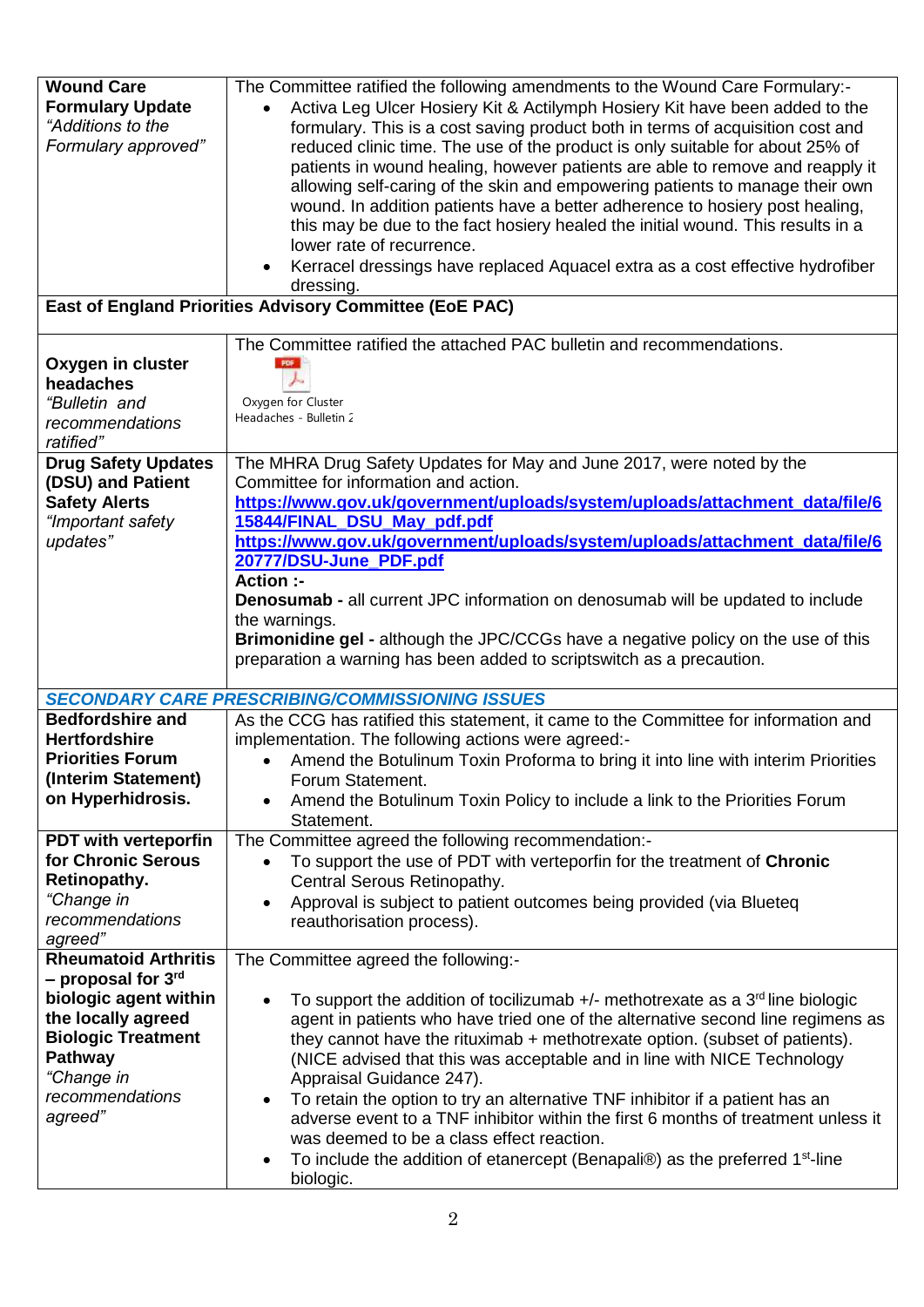| | |
|---|---|
| **Wound Care Formulary Update** *"Additions to the Formulary approved"* | The Committee ratified the following amendments to the Wound Care Formulary:- <br>• Activa Leg Ulcer Hosiery Kit & Actilymph Hosiery Kit have been added to the formulary. This is a cost saving product both in terms of acquisition cost and reduced clinic time. The use of the product is only suitable for about 25% of patients in wound healing, however patients are able to remove and reapply it allowing self-caring of the skin and empowering patients to manage their own wound. In addition patients have a better adherence to hosiery post healing, this may be due to the fact hosiery healed the initial wound. This results in a lower rate of recurrence. <br>• Kerracel dressings have replaced Aquacel extra as a cost effective hydrofiber dressing. |
| **East of England Priorities Advisory Committee (EoE PAC)** | |
| **Oxygen in cluster headaches** *"Bulletin and recommendations ratified"* | The Committee ratified the attached PAC bulletin and recommendations. <br>Oxygen for Cluster Headaches - Bulletin 2 |
| **Drug Safety Updates (DSU) and Patient Safety Alerts** *"Important safety updates"* | The MHRA Drug Safety Updates for May and June 2017, were noted by the Committee for information and action. <br>**https://www.gov.uk/government/uploads/system/uploads/attachment_data/file/615844/FINAL_DSU_May_pdf.pdf** <br>**https://www.gov.uk/government/uploads/system/uploads/attachment_data/file/620777/DSU-June_PDF.pdf** <br>**Action :-** <br>**Denosumab -** all current JPC information on denosumab will be updated to include the warnings. <br>**Brimonidine gel -** although the JPC/CCGs have a negative policy on the use of this preparation a warning has been added to scriptswitch as a precaution. |
| ***SECONDARY CARE PRESCRIBING/COMMISSIONING ISSUES*** | |
| **Bedfordshire and Hertfordshire Priorities Forum (Interim Statement) on Hyperhidrosis.** | As the CCG has ratified this statement, it came to the Committee for information and implementation. The following actions were agreed:- <br>• Amend the Botulinum Toxin Proforma to bring it into line with interim Priorities Forum Statement. <br>• Amend the Botulinum Toxin Policy to include a link to the Priorities Forum Statement. |
| **PDT with verteporfin for Chronic Serous Retinopathy.** *"Change in recommendations agreed"* | The Committee agreed the following recommendation:- <br>• To support the use of PDT with verteporfin for the treatment of **Chronic** Central Serous Retinopathy. <br>• Approval is subject to patient outcomes being provided (via Blueteq reauthorisation process). |
| **Rheumatoid Arthritis – proposal for 3rd biologic agent within the locally agreed Biologic Treatment Pathway** *"Change in recommendations agreed"* | The Committee agreed the following:- <br>• To support the addition of tocilizumab +/- methotrexate as a 3rd line biologic agent in patients who have tried one of the alternative second line regimens as they cannot have the rituximab + methotrexate option. (subset of patients). (NICE advised that this was acceptable and in line with NICE Technology Appraisal Guidance 247). <br>• To retain the option to try an alternative TNF inhibitor if a patient has an adverse event to a TNF inhibitor within the first 6 months of treatment unless it was deemed to be a class effect reaction. <br>• To include the addition of etanercept (Benapali®) as the preferred 1st-line biologic. |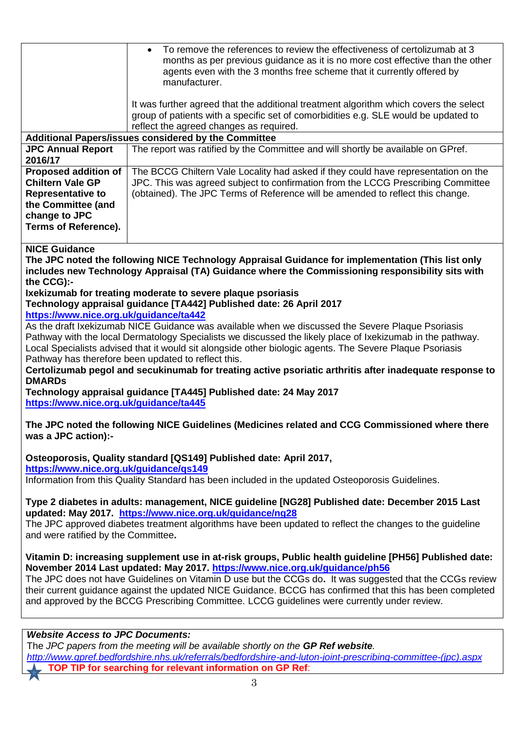| | |
|---|---|
| | • To remove the references to review the effectiveness of certolizumab at 3 months as per previous guidance as it is no more cost effective than the other agents even with the 3 months free scheme that it currently offered by manufacturer.<br><br>It was further agreed that the additional treatment algorithm which covers the select group of patients with a specific set of comorbidities e.g. SLE would be updated to reflect the agreed changes as required. |
| **Additional Papers/issues considered by the Committee** | |
| **JPC Annual Report 2016/17** | The report was ratified by the Committee and will shortly be available on GPref. |
| **Proposed addition of Chiltern Vale GP Representative to the Committee (and change to JPC Terms of Reference).** | The BCCG Chiltern Vale Locality had asked if they could have representation on the JPC. This was agreed subject to confirmation from the LCCG Prescribing Committee (obtained). The JPC Terms of Reference will be amended to reflect this change. |

**NICE Guidance**

**The JPC noted the following NICE Technology Appraisal Guidance for implementation (This list only includes new Technology Appraisal (TA) Guidance where the Commissioning responsibility sits with the CCG):-**

**Ixekizumab for treating moderate to severe plaque psoriasis**
**Technology appraisal guidance [TA442] Published date: 26 April 2017**
**https://www.nice.org.uk/guidance/ta442**
As the draft Ixekizumab NICE Guidance was available when we discussed the Severe Plaque Psoriasis Pathway with the local Dermatology Specialists we discussed the likely place of Ixekizumab in the pathway. Local Specialists advised that it would sit alongside other biologic agents. The Severe Plaque Psoriasis Pathway has therefore been updated to reflect this.

**Certolizumab pegol and secukinumab for treating active psoriatic arthritis after inadequate response to DMARDs**
**Technology appraisal guidance [TA445] Published date: 24 May 2017**
**https://www.nice.org.uk/guidance/ta445**

**The JPC noted the following NICE Guidelines (Medicines related and CCG Commissioned where there was a JPC action):-**

**Osteoporosis, Quality standard [QS149] Published date: April 2017,**
**https://www.nice.org.uk/guidance/qs149**
Information from this Quality Standard has been included in the updated Osteoporosis Guidelines.

**Type 2 diabetes in adults: management, NICE guideline [NG28] Published date: December 2015 Last updated: May 2017. https://www.nice.org.uk/guidance/ng28**
The JPC approved diabetes treatment algorithms have been updated to reflect the changes to the guideline and were ratified by the Committee**.**

**Vitamin D: increasing supplement use in at-risk groups, Public health guideline [PH56] Published date: November 2014 Last updated: May 2017. https://www.nice.org.uk/guidance/ph56**
The JPC does not have Guidelines on Vitamin D use but the CCGs do**.** It was suggested that the CCGs review their current guidance against the updated NICE Guidance. BCCG has confirmed that this has been completed and approved by the BCCG Prescribing Committee. LCCG guidelines were currently under review.

***Website Access to JPC Documents:***
*The JPC papers from the meeting will be available shortly on the* ***GP Ref website****.*
*http://www.gpref.bedfordshire.nhs.uk/referrals/bedfordshire-and-luton-joint-prescribing-committee-(jpc).aspx*
**TOP TIP for searching for relevant information on GP Ref**: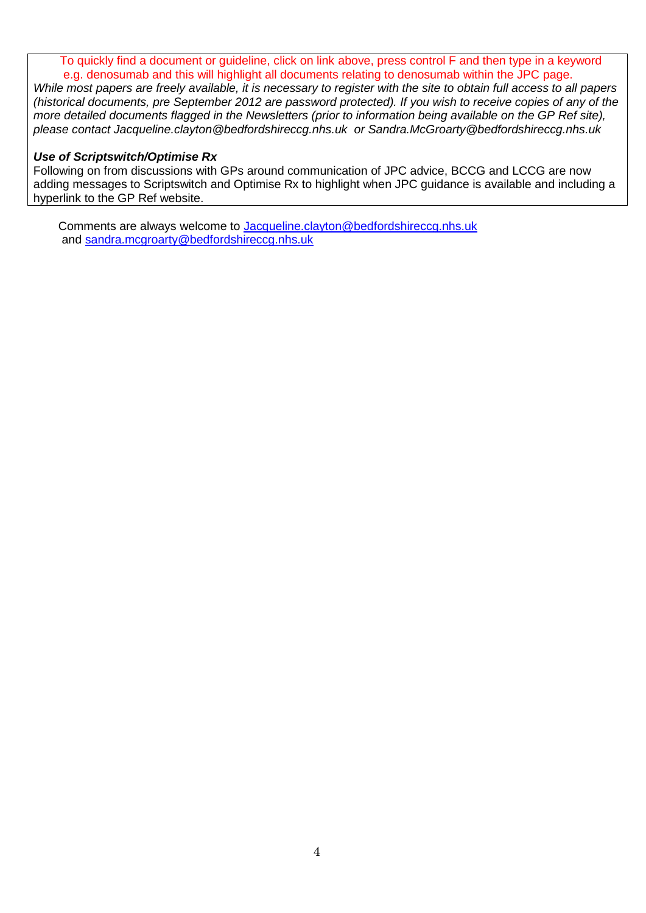To quickly find a document or guideline, click on link above, press control F and then type in a keyword e.g. denosumab and this will highlight all documents relating to denosumab within the JPC page.

*While most papers are freely available, it is necessary to register with the site to obtain full access to all papers (historical documents, pre September 2012 are password protected). If you wish to receive copies of any of the more detailed documents flagged in the Newsletters (prior to information being available on the GP Ref site), please contact Jacqueline.clayton@bedfordshireccg.nhs.uk or Sandra.McGroarty@bedfordshireccg.nhs.uk*

***Use of Scriptswitch/Optimise Rx***

Following on from discussions with GPs around communication of JPC advice, BCCG and LCCG are now adding messages to Scriptswitch and Optimise Rx to highlight when JPC guidance is available and including a hyperlink to the GP Ref website.

Comments are always welcome to Jacqueline.clayton@bedfordshireccg.nhs.uk and sandra.mcgroarty@bedfordshireccg.nhs.uk